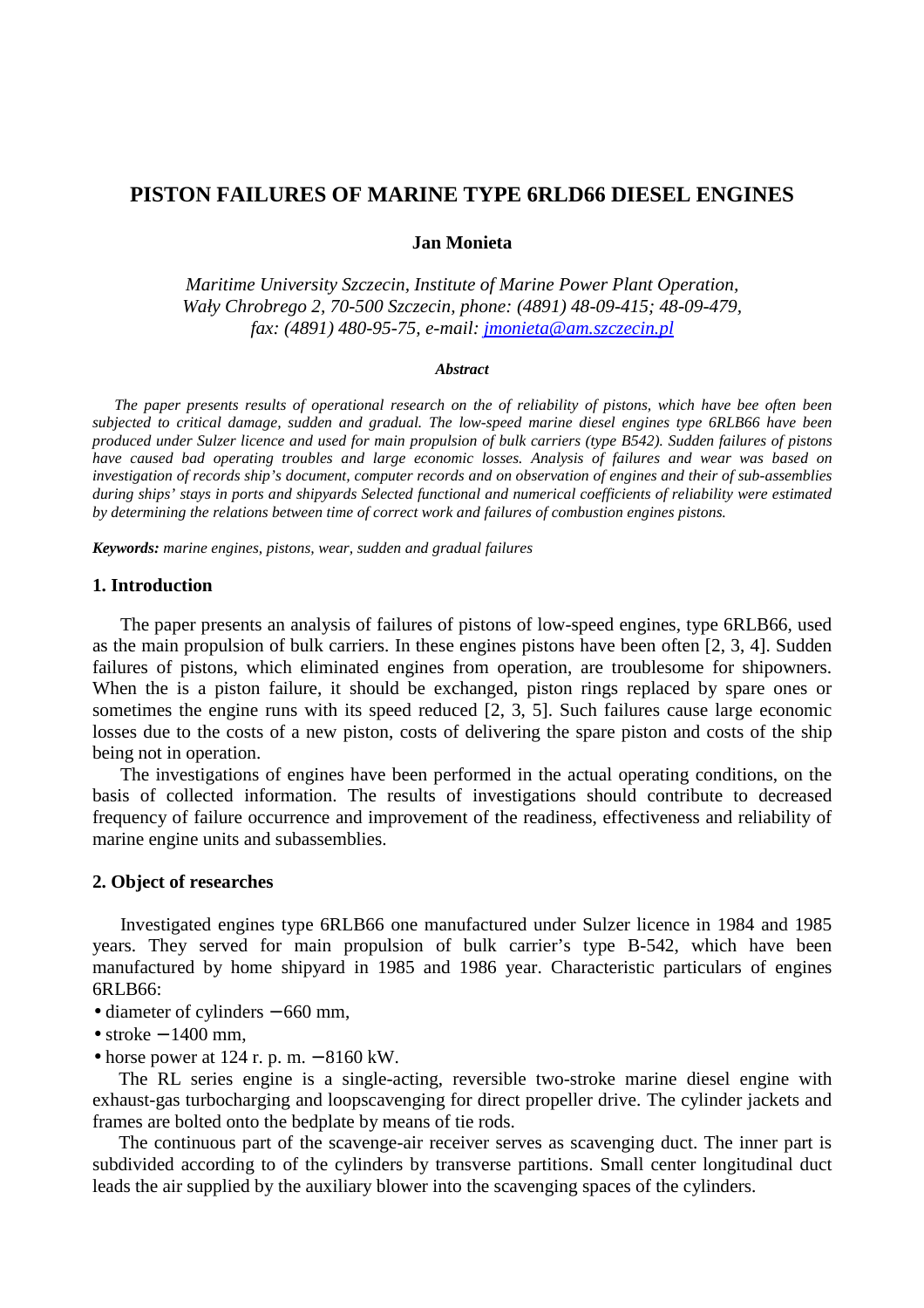# PISTON FAILURES OF MARINE TYPE 6RLD66 DIESEL ENGINES

**Jan Monieta**

*Maritime University Szczecin, Institute of Marine Power Plant Operation,*
*Wały Chrobrego 2, 70-500 Szczecin, phone: (4891) 48-09-415; 48-09-479,*
*fax: (4891) 480-95-75, e-mail: jmonieta@am.szczecin.pl*

***Abstract***

*The paper presents results of operational research on the of reliability of pistons, which have bee often been subjected to critical damage, sudden and gradual. The low-speed marine diesel engines type 6RLB66 have been produced under Sulzer licence and used for main propulsion of bulk carriers (type B542). Sudden failures of pistons have caused bad operating troubles and large economic losses. Analysis of failures and wear was based on investigation of records ship's document, computer records and on observation of engines and their of sub-assemblies during ships' stays in ports and shipyards Selected functional and numerical coefficients of reliability were estimated by determining the relations between time of correct work and failures of combustion engines pistons.*

***Keywords:*** *marine engines, pistons, wear, sudden and gradual failures*

## 1. Introduction

The paper presents an analysis of failures of pistons of low-speed engines, type 6RLB66, used as the main propulsion of bulk carriers. In these engines pistons have been often [2, 3, 4]. Sudden failures of pistons, which eliminated engines from operation, are troublesome for shipowners. When the is a piston failure, it should be exchanged, piston rings replaced by spare ones or sometimes the engine runs with its speed reduced [2, 3, 5]. Such failures cause large economic losses due to the costs of a new piston, costs of delivering the spare piston and costs of the ship being not in operation.

The investigations of engines have been performed in the actual operating conditions, on the basis of collected information. The results of investigations should contribute to decreased frequency of failure occurrence and improvement of the readiness, effectiveness and reliability of marine engine units and subassemblies.

## 2. Object of researches

Investigated engines type 6RLB66 one manufactured under Sulzer licence in 1984 and 1985 years. They served for main propulsion of bulk carrier's type B-542, which have been manufactured by home shipyard in 1985 and 1986 year. Characteristic particulars of engines 6RLB66:

- diameter of cylinders − 660 mm,
- stroke − 1400 mm,
- horse power at 124 r. p. m. − 8160 kW.

The RL series engine is a single-acting, reversible two-stroke marine diesel engine with exhaust-gas turbocharging and loopscavenging for direct propeller drive. The cylinder jackets and frames are bolted onto the bedplate by means of tie rods.

The continuous part of the scavenge-air receiver serves as scavenging duct. The inner part is subdivided according to of the cylinders by transverse partitions. Small center longitudinal duct leads the air supplied by the auxiliary blower into the scavenging spaces of the cylinders.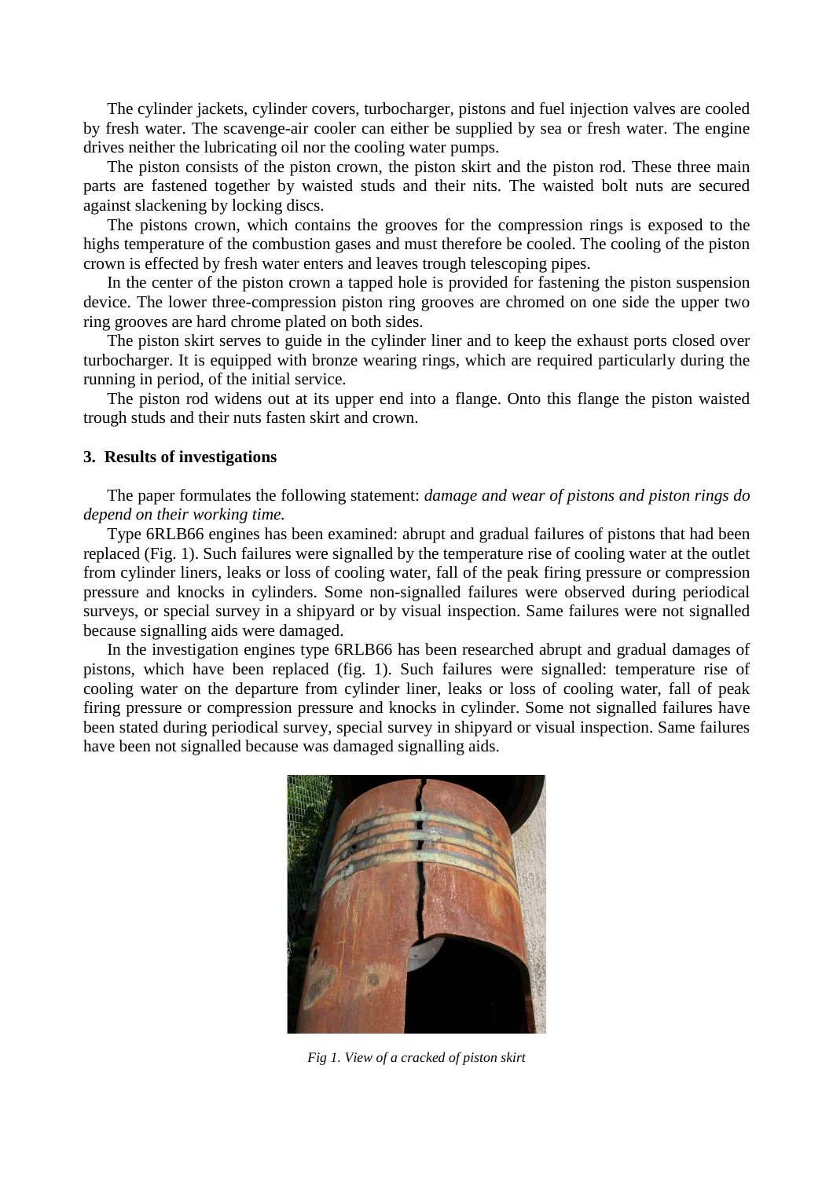The cylinder jackets, cylinder covers, turbocharger, pistons and fuel injection valves are cooled by fresh water. The scavenge-air cooler can either be supplied by sea or fresh water. The engine drives neither the lubricating oil nor the cooling water pumps.

The piston consists of the piston crown, the piston skirt and the piston rod. These three main parts are fastened together by waisted studs and their nits. The waisted bolt nuts are secured against slackening by locking discs.

The pistons crown, which contains the grooves for the compression rings is exposed to the highs temperature of the combustion gases and must therefore be cooled. The cooling of the piston crown is effected by fresh water enters and leaves trough telescoping pipes.

In the center of the piston crown a tapped hole is provided for fastening the piston suspension device. The lower three-compression piston ring grooves are chromed on one side the upper two ring grooves are hard chrome plated on both sides.

The piston skirt serves to guide in the cylinder liner and to keep the exhaust ports closed over turbocharger. It is equipped with bronze wearing rings, which are required particularly during the running in period, of the initial service.

The piston rod widens out at its upper end into a flange. Onto this flange the piston waisted trough studs and their nuts fasten skirt and crown.

### 3. Results of investigations

The paper formulates the following statement: *damage and wear of pistons and piston rings do depend on their working time.*

Type 6RLB66 engines has been examined: abrupt and gradual failures of pistons that had been replaced (Fig. 1). Such failures were signalled by the temperature rise of cooling water at the outlet from cylinder liners, leaks or loss of cooling water, fall of the peak firing pressure or compression pressure and knocks in cylinders. Some non-signalled failures were observed during periodical surveys, or special survey in a shipyard or by visual inspection. Same failures were not signalled because signalling aids were damaged.

In the investigation engines type 6RLB66 has been researched abrupt and gradual damages of pistons, which have been replaced (fig. 1). Such failures were signalled: temperature rise of cooling water on the departure from cylinder liner, leaks or loss of cooling water, fall of peak firing pressure or compression pressure and knocks in cylinder. Some not signalled failures have been stated during periodical survey, special survey in shipyard or visual inspection. Same failures have been not signalled because was damaged signalling aids.

*Fig 1. View of a cracked of piston skirt*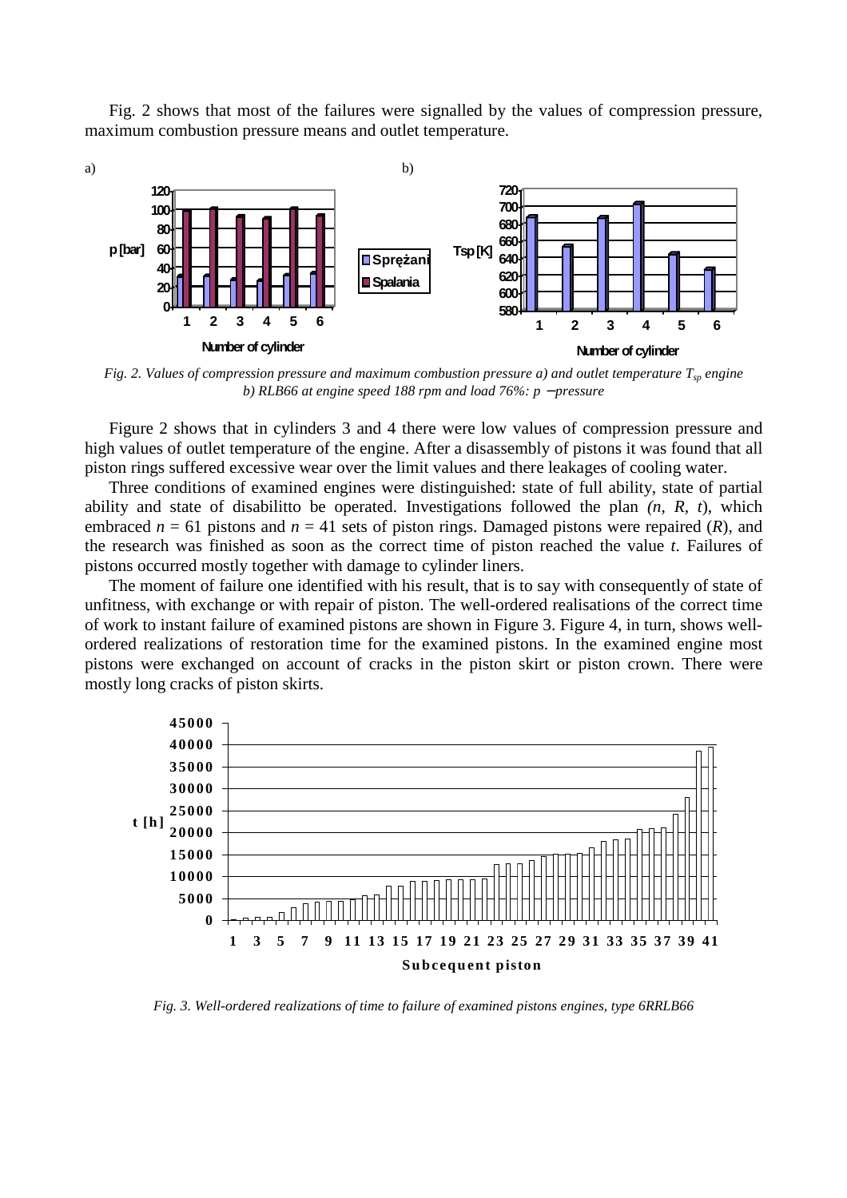Fig. 2 shows that most of the failures were signalled by the values of compression pressure, maximum combustion pressure means and outlet temperature.

*Fig. 2. Values of compression pressure and maximum combustion pressure a) and outlet temperature $T_{sp}$ engine b) RLB66 at engine speed 188 rpm and load 76%: p – pressure*

Figure 2 shows that in cylinders 3 and 4 there were low values of compression pressure and high values of outlet temperature of the engine. After a disassembly of pistons it was found that all piston rings suffered excessive wear over the limit values and there leakages of cooling water.

Three conditions of examined engines were distinguished: state of full ability, state of partial ability and state of disabilitto be operated. Investigations followed the plan *(n, R, t)*, which embraced $n = 61$ pistons and $n = 41$ sets of piston rings. Damaged pistons were repaired (*R*), and the research was finished as soon as the correct time of piston reached the value *t*. Failures of pistons occurred mostly together with damage to cylinder liners.

The moment of failure one identified with his result, that is to say with consequently of state of unfitness, with exchange or with repair of piston. The well-ordered realisations of the correct time of work to instant failure of examined pistons are shown in Figure 3. Figure 4, in turn, shows well-ordered realizations of restoration time for the examined pistons. In the examined engine most pistons were exchanged on account of cracks in the piston skirt or piston crown. There were mostly long cracks of piston skirts.

*Fig. 3. Well-ordered realizations of time to failure of examined pistons engines, type 6RRLB66*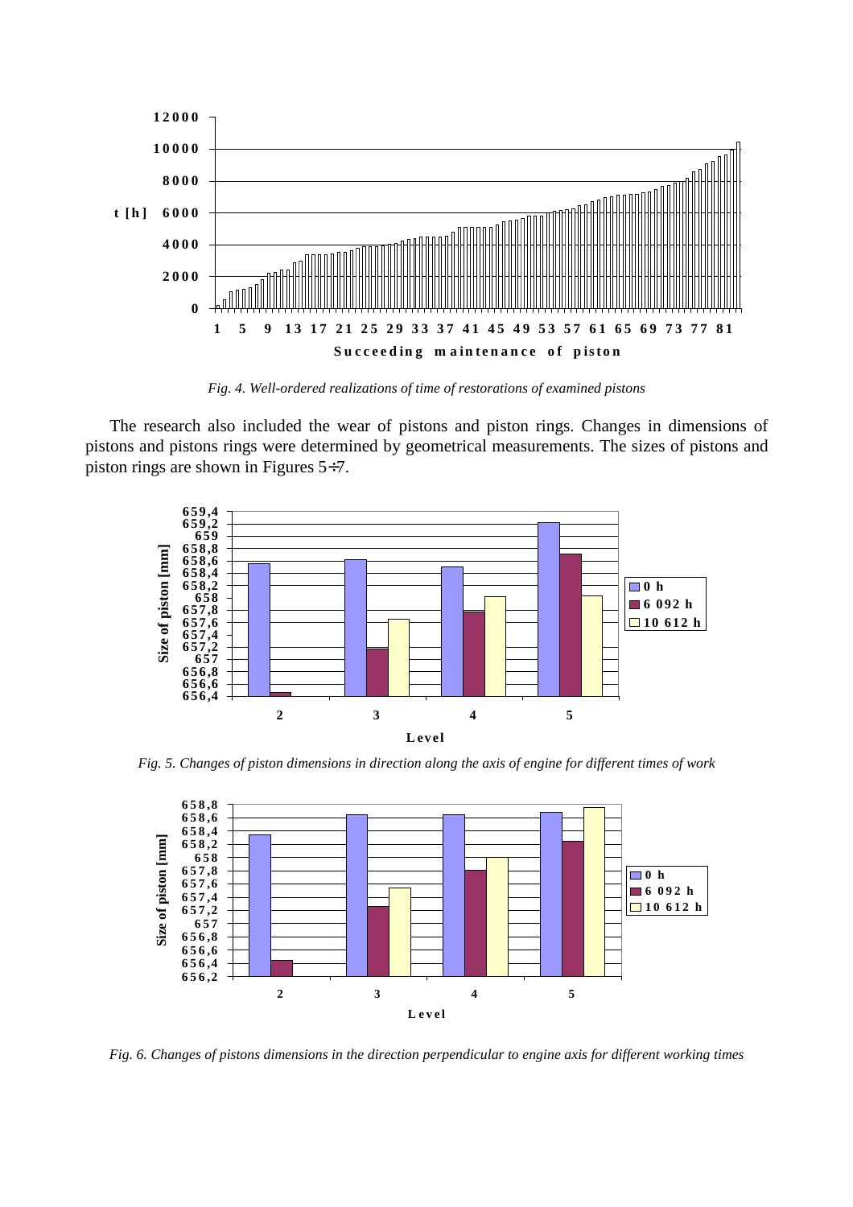*Fig. 4. Well-ordered realizations of time of restorations of examined pistons*

The research also included the wear of pistons and piston rings. Changes in dimensions of pistons and pistons rings were determined by geometrical measurements. The sizes of pistons and piston rings are shown in Figures 5÷7.

*Fig. 5. Changes of piston dimensions in direction along the axis of engine for different times of work*

*Fig. 6. Changes of pistons dimensions in the direction perpendicular to engine axis for different working times*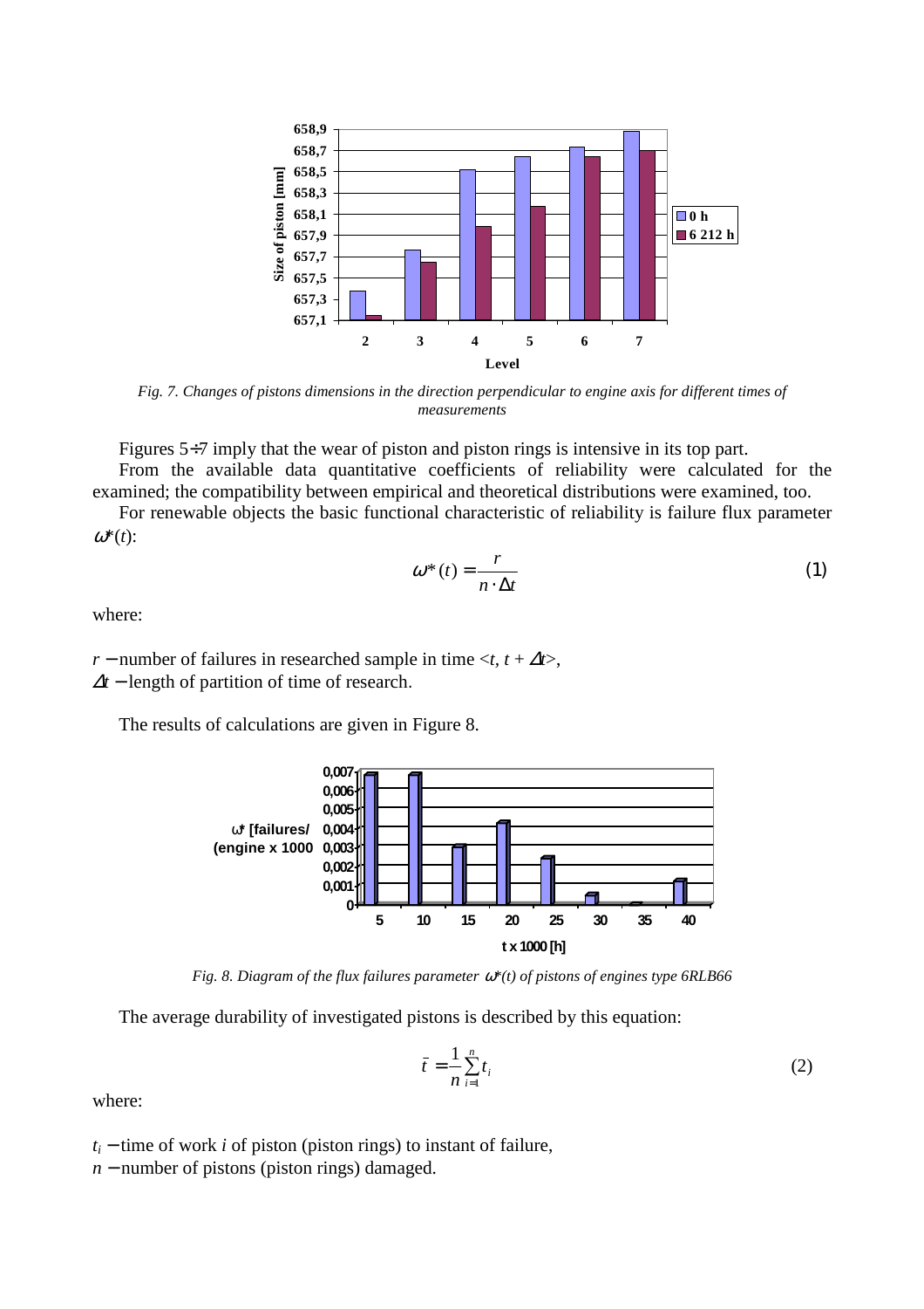*Fig. 7. Changes of pistons dimensions in the direction perpendicular to engine axis for different times of measurements*

Figures 5÷7 imply that the wear of piston and piston rings is intensive in its top part.

From the available data quantitative coefficients of reliability were calculated for the examined; the compatibility between empirical and theoretical distributions were examined, too.

For renewable objects the basic functional characteristic of reliability is failure flux parameter $\omega^*(t)$:

$$\omega^*(t) = \frac{r}{n \cdot \Delta t} \tag{1}$$

where:

$r$ − number of failures in researched sample in time $<t, t + \Delta t>$,
$\Delta t$ − length of partition of time of research.

The results of calculations are given in Figure 8.

*Fig. 8. Diagram of the flux failures parameter $\omega^*(t)$ of pistons of engines type 6RLB66*

The average durability of investigated pistons is described by this equation:

$$\bar{t} = \frac{1}{n}\sum_{i=1}^{n} t_i \tag{2}$$

where:

$t_i$ − time of work $i$ of piston (piston rings) to instant of failure,
$n$ − number of pistons (piston rings) damaged.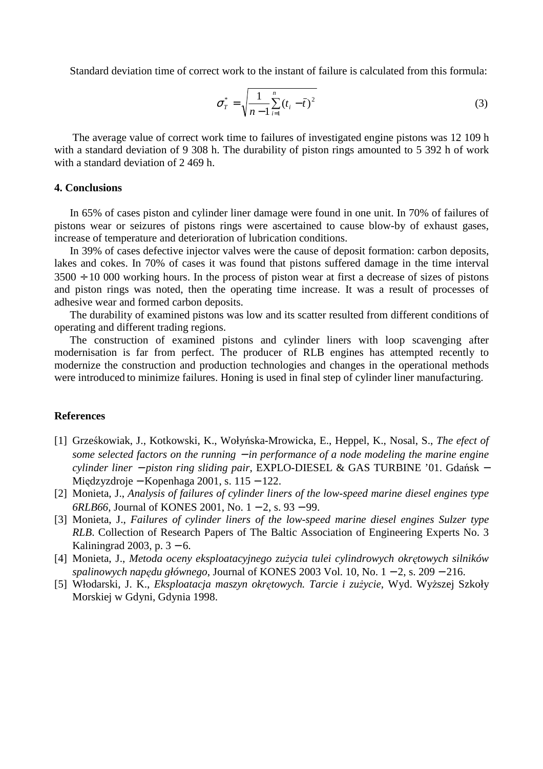Standard deviation time of correct work to the instant of failure is calculated from this formula:

$$\sigma_T^* = \sqrt{\frac{1}{n-1}\sum_{i=1}^{n}(t_i - \bar{t})^2} \tag{3}$$

The average value of correct work time to failures of investigated engine pistons was 12 109 h with a standard deviation of 9 308 h. The durability of piston rings amounted to 5 392 h of work with a standard deviation of 2 469 h.

## 4. Conclusions

In 65% of cases piston and cylinder liner damage were found in one unit. In 70% of failures of pistons wear or seizures of pistons rings were ascertained to cause blow-by of exhaust gases, increase of temperature and deterioration of lubrication conditions.

In 39% of cases defective injector valves were the cause of deposit formation: carbon deposits, lakes and cokes. In 70% of cases it was found that pistons suffered damage in the time interval $3500 \div 10\ 000$ working hours. In the process of piston wear at first a decrease of sizes of pistons and piston rings was noted, then the operating time increase. It was a result of processes of adhesive wear and formed carbon deposits.

The durability of examined pistons was low and its scatter resulted from different conditions of operating and different trading regions.

The construction of examined pistons and cylinder liners with loop scavenging after modernisation is far from perfect. The producer of RLB engines has attempted recently to modernize the construction and production technologies and changes in the operational methods were introduced to minimize failures. Honing is used in final step of cylinder liner manufacturing.

## References

[1] Grześkowiak, J., Kotkowski, K., Wołyńska-Mrowicka, E., Heppel, K., Nosal, S., *The efect of some selected factors on the running − in performance of a node modeling the marine engine cylinder liner − piston ring sliding pair*, EXPLO-DIESEL & GAS TURBINE '01. Gdańsk − Międzyzdroje − Kopenhaga 2001, s. 115 − 122.

[2] Monieta, J., *Analysis of failures of cylinder liners of the low-speed marine diesel engines type 6RLB66*, Journal of KONES 2001, No. 1 − 2, s. 93 − 99.

[3] Monieta, J., *Failures of cylinder liners of the low-speed marine diesel engines Sulzer type RLB*. Collection of Research Papers of The Baltic Association of Engineering Experts No. 3 Kaliningrad 2003, p. 3 − 6.

[4] Monieta, J., *Metoda oceny eksploatacyjnego zużycia tulei cylindrowych okrętowych silników spalinowych napędu głównego*, Journal of KONES 2003 Vol. 10, No. 1 − 2, s. 209 − 216.

[5] Włodarski, J. K., *Eksploatacja maszyn okrętowych. Tarcie i zużycie*, Wyd. Wyższej Szkoły Morskiej w Gdyni, Gdynia 1998.